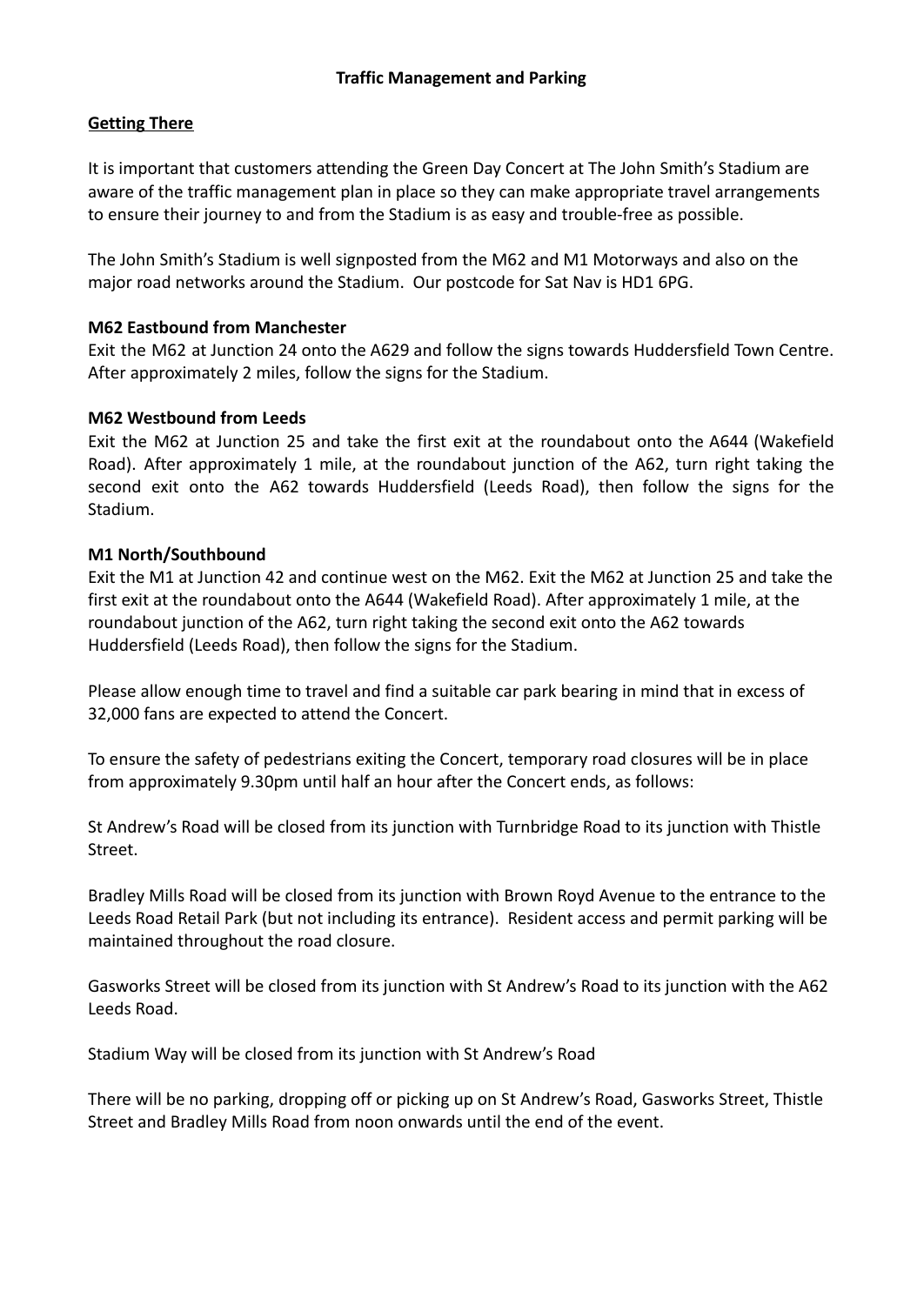**Traffic Management and Parking**

## Getting There

It is important that customers attending the Green Day Concert at The John Smith's Stadium are aware of the traffic management plan in place so they can make appropriate travel arrangements to ensure their journey to and from the Stadium is as easy and trouble-free as possible.

The John Smith's Stadium is well signposted from the M62 and M1 Motorways and also on the major road networks around the Stadium. Our postcode for Sat Nav is HD1 6PG.

**M62 Eastbound from Manchester**

Exit the M62 at Junction 24 onto the A629 and follow the signs towards Huddersfield Town Centre. After approximately 2 miles, follow the signs for the Stadium.

**M62 Westbound from Leeds**

Exit the M62 at Junction 25 and take the first exit at the roundabout onto the A644 (Wakefield Road). After approximately 1 mile, at the roundabout junction of the A62, turn right taking the second exit onto the A62 towards Huddersfield (Leeds Road), then follow the signs for the Stadium.

**M1 North/Southbound**

Exit the M1 at Junction 42 and continue west on the M62. Exit the M62 at Junction 25 and take the first exit at the roundabout onto the A644 (Wakefield Road). After approximately 1 mile, at the roundabout junction of the A62, turn right taking the second exit onto the A62 towards Huddersfield (Leeds Road), then follow the signs for the Stadium.

Please allow enough time to travel and find a suitable car park bearing in mind that in excess of 32,000 fans are expected to attend the Concert.

To ensure the safety of pedestrians exiting the Concert, temporary road closures will be in place from approximately 9.30pm until half an hour after the Concert ends, as follows:

St Andrew's Road will be closed from its junction with Turnbridge Road to its junction with Thistle Street.

Bradley Mills Road will be closed from its junction with Brown Royd Avenue to the entrance to the Leeds Road Retail Park (but not including its entrance). Resident access and permit parking will be maintained throughout the road closure.

Gasworks Street will be closed from its junction with St Andrew's Road to its junction with the A62 Leeds Road.

Stadium Way will be closed from its junction with St Andrew's Road

There will be no parking, dropping off or picking up on St Andrew's Road, Gasworks Street, Thistle Street and Bradley Mills Road from noon onwards until the end of the event.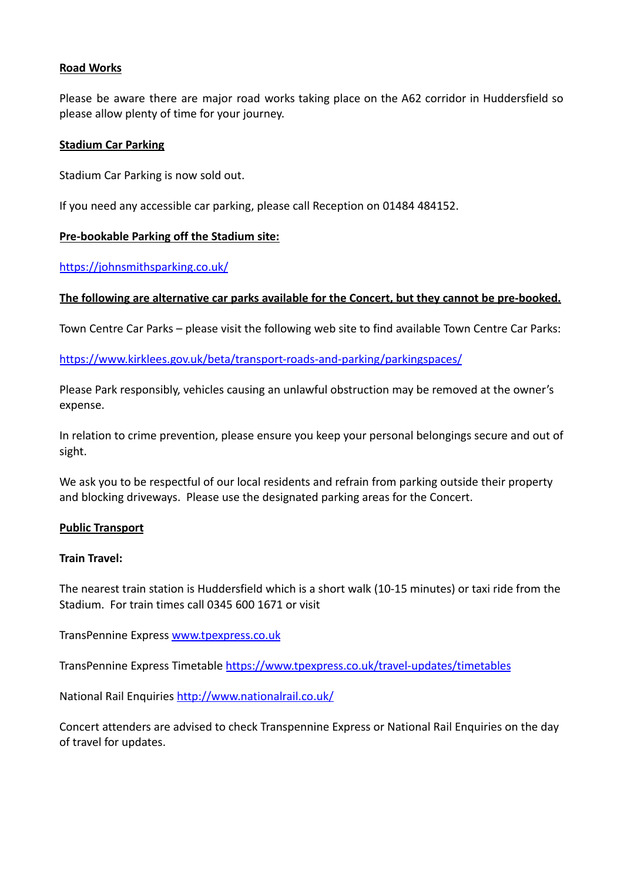**Road Works**

Please be aware there are major road works taking place on the A62 corridor in Huddersfield so please allow plenty of time for your journey.

**Stadium Car Parking**

Stadium Car Parking is now sold out.

If you need any accessible car parking, please call Reception on 01484 484152.

**Pre-bookable Parking off the Stadium site:**

https://johnsmithsparking.co.uk/

**The following are alternative car parks available for the Concert, but they cannot be pre-booked.**

Town Centre Car Parks – please visit the following web site to find available Town Centre Car Parks:

https://www.kirklees.gov.uk/beta/transport-roads-and-parking/parkingspaces/

Please Park responsibly, vehicles causing an unlawful obstruction may be removed at the owner's expense.

In relation to crime prevention, please ensure you keep your personal belongings secure and out of sight.

We ask you to be respectful of our local residents and refrain from parking outside their property and blocking driveways. Please use the designated parking areas for the Concert.

**Public Transport**

**Train Travel:**

The nearest train station is Huddersfield which is a short walk (10-15 minutes) or taxi ride from the Stadium. For train times call 0345 600 1671 or visit

TransPennine Express www.tpexpress.co.uk

TransPennine Express Timetable https://www.tpexpress.co.uk/travel-updates/timetables

National Rail Enquiries http://www.nationalrail.co.uk/

Concert attenders are advised to check Transpennine Express or National Rail Enquiries on the day of travel for updates.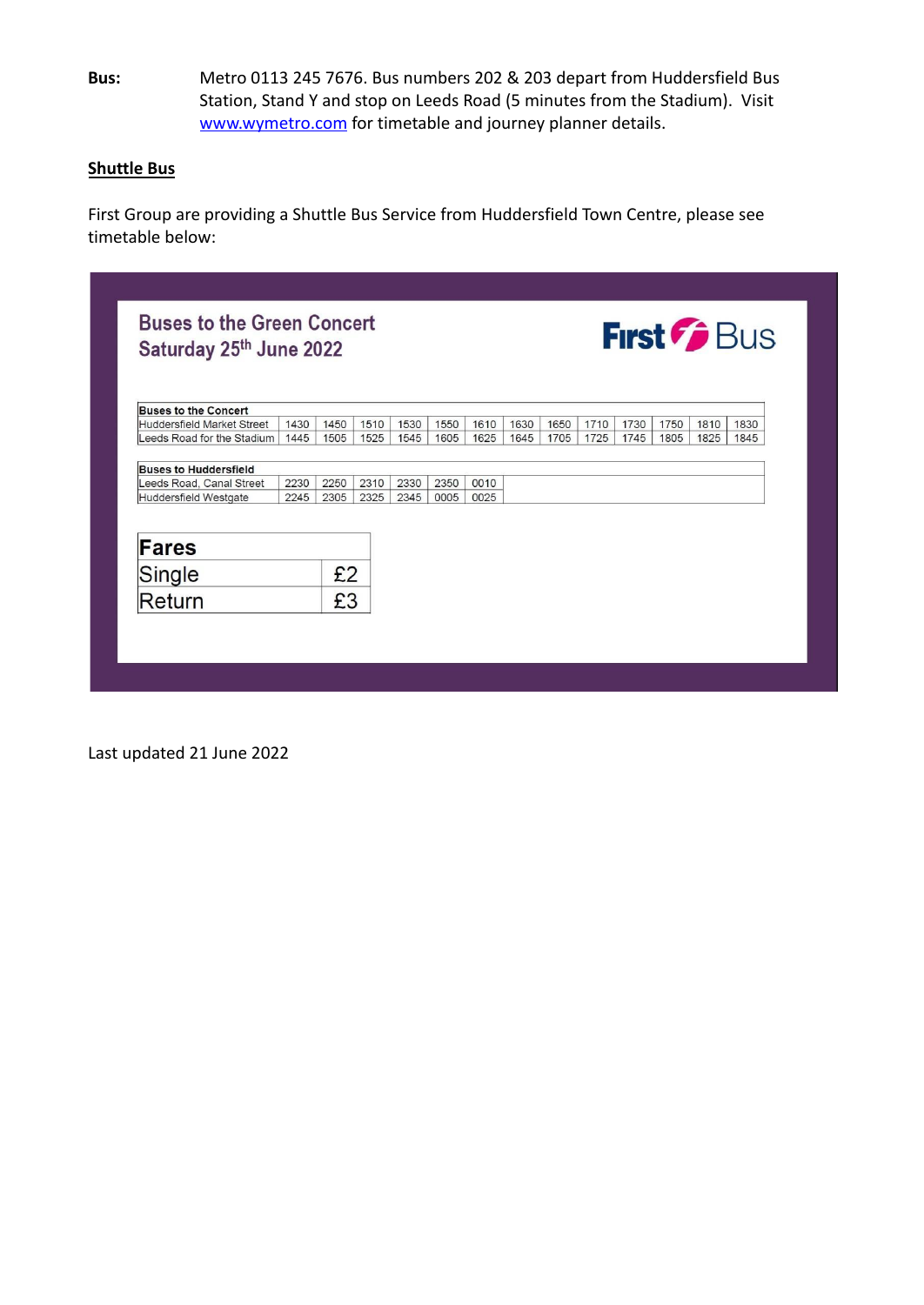**Bus:** Metro 0113 245 7676. Bus numbers 202 & 203 depart from Huddersfield Bus Station, Stand Y and stop on Leeds Road (5 minutes from the Stadium). Visit www.wymetro.com for timetable and journey planner details.

**Shuttle Bus**

First Group are providing a Shuttle Bus Service from Huddersfield Town Centre, please see timetable below:

## Buses to the Green Concert Saturday 25th June 2022

First Bus

| Buses to the Concert | | | | | | | | | | | | | |
|---|---|---|---|---|---|---|---|---|---|---|---|---|---|
| Huddersfield Market Street | 1430 | 1450 | 1510 | 1530 | 1550 | 1610 | 1630 | 1650 | 1710 | 1730 | 1750 | 1810 | 1830 |
| Leeds Road for the Stadium | 1445 | 1505 | 1525 | 1545 | 1605 | 1625 | 1645 | 1705 | 1725 | 1745 | 1805 | 1825 | 1845 |

| Buses to Huddersfield | | | | | | |
|---|---|---|---|---|---|---|
| Leeds Road, Canal Street | 2230 | 2250 | 2310 | 2330 | 2350 | 0010 |
| Huddersfield Westgate | 2245 | 2305 | 2325 | 2345 | 0005 | 0025 |

| Fares | |
|---|---|
| Single | £2 |
| Return | £3 |

Last updated 21 June 2022